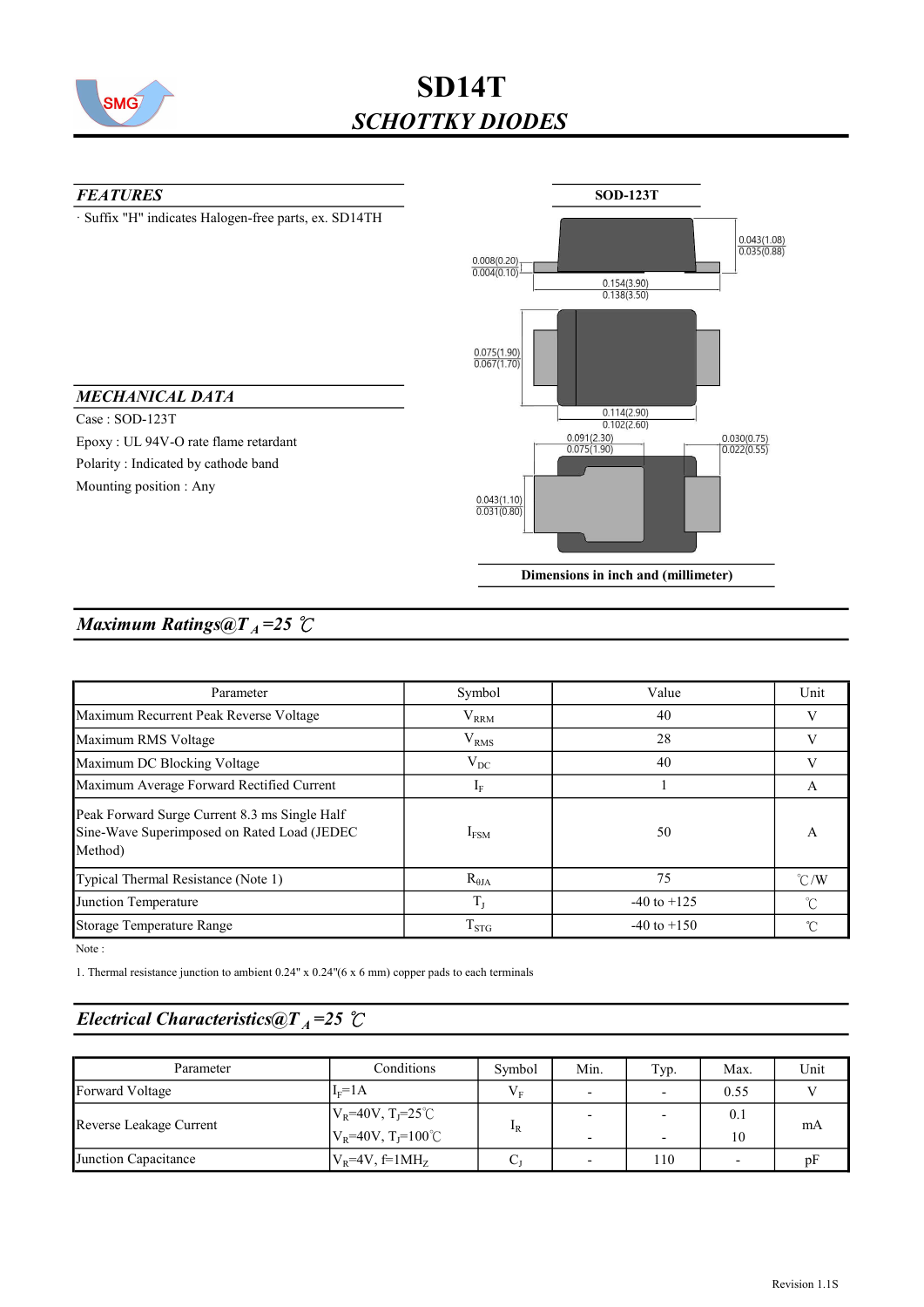# SD14T

## *SCHOTTKY DIODES*

### *FEATURES*

· Suffix "H" indicates Halogen-free parts, ex. SD14TH

### *MECHANICAL DATA*

Case : SOD-123T

Epoxy : UL 94V-O rate flame retardant

Polarity : Indicated by cathode band

Mounting position : Any

**SOD-123T**

0.043(1.08)
0.035(0.88)

0.008(0.20)
0.004(0.10)

0.154(3.90)
0.138(3.50)

0.075(1.90)
0.067(1.70)

0.114(2.90)
0.102(2.60)

0.091(2.30)
0.075(1.90)

0.030(0.75)
0.022(0.55)

0.043(1.10)
0.031(0.80)

**Dimensions in inch and (millimeter)**

## *Maximum Ratings@$T_A$=25 ℃*

| Parameter | Symbol | Value | Unit |
|---|---|---|---|
| Maximum Recurrent Peak Reverse Voltage | $V_{RRM}$ | 40 | V |
| Maximum RMS Voltage | $V_{RMS}$ | 28 | V |
| Maximum DC Blocking Voltage | $V_{DC}$ | 40 | V |
| Maximum Average Forward Rectified Current | $I_F$ | 1 | A |
| Peak Forward Surge Current 8.3 ms Single Half Sine-Wave Superimposed on Rated Load (JEDEC Method) | $I_{FSM}$ | 50 | A |
| Typical Thermal Resistance (Note 1) | $R_{\theta JA}$ | 75 | ℃/W |
| Junction Temperature | $T_J$ | -40 to +125 | ℃ |
| Storage Temperature Range | $T_{STG}$ | -40 to +150 | ℃ |

Note :

1. Thermal resistance junction to ambient 0.24" x 0.24"(6 x 6 mm) copper pads to each terminals

## *Electrical Characteristics@$T_A$=25 ℃*

| Parameter | Conditions | Symbol | Min. | Typ. | Max. | Unit |
|---|---|---|---|---|---|---|
| Forward Voltage | $I_F$=1A | $V_F$ | - | - | 0.55 | V |
| Reverse Leakage Current | $V_R$=40V, $T_J$=25℃ | $I_R$ | - | - | 0.1 | mA |
| | $V_R$=40V, $T_J$=100℃ | | - | - | 10 | |
| Junction Capacitance | $V_R$=4V, f=1MHz | $C_J$ | - | 110 | - | pF |

Revision 1.1S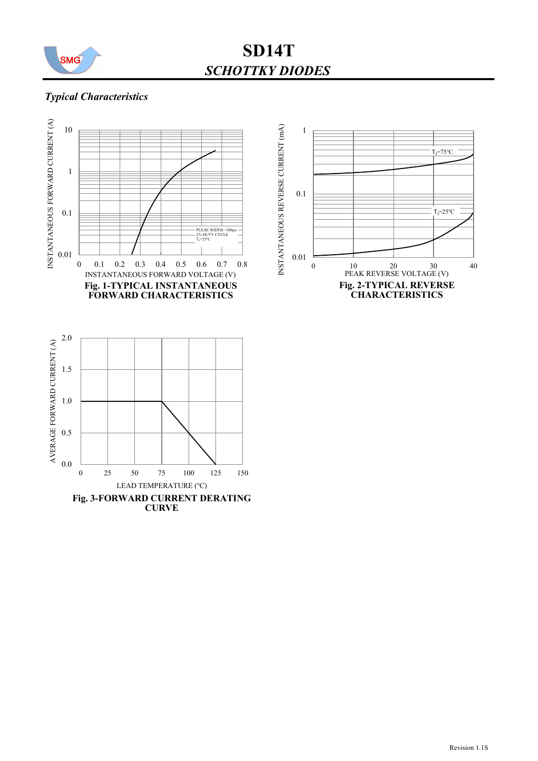## *Typical Characteristics*

**Fig. 1-TYPICAL INSTANTANEOUS FORWARD CHARACTERISTICS**

**Fig. 2-TYPICAL REVERSE CHARACTERISTICS**

**Fig. 3-FORWARD CURRENT DERATING CURVE**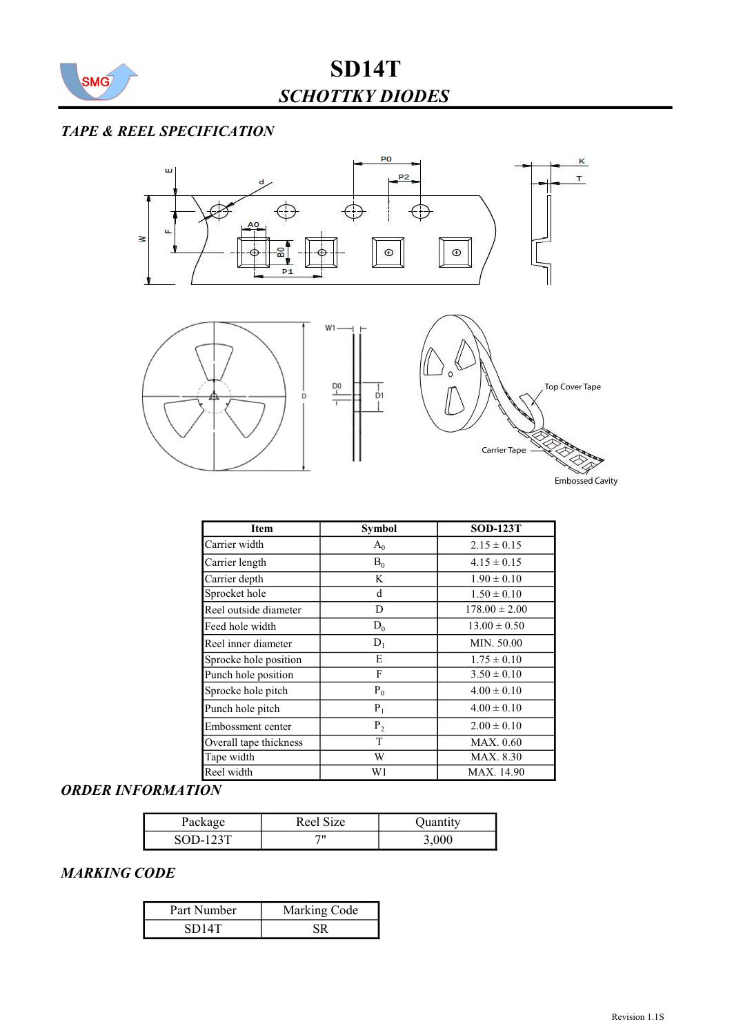# SD14T

## *SCHOTTKY DIODES*

### *TAPE & REEL SPECIFICATION*

| Item | Symbol | SOD-123T |
|---|---|---|
| Carrier width | $A_0$ | 2.15 ± 0.15 |
| Carrier length | $B_0$ | 4.15 ± 0.15 |
| Carrier depth | K | 1.90 ± 0.10 |
| Sprocket hole | d | 1.50 ± 0.10 |
| Reel outside diameter | D | 178.00 ± 2.00 |
| Feed hole width | $D_0$ | 13.00 ± 0.50 |
| Reel inner diameter | $D_1$ | MIN. 50.00 |
| Sprocke hole position | E | 1.75 ± 0.10 |
| Punch hole position | F | 3.50 ± 0.10 |
| Sprocke hole pitch | $P_0$ | 4.00 ± 0.10 |
| Punch hole pitch | $P_1$ | 4.00 ± 0.10 |
| Embossment center | $P_2$ | 2.00 ± 0.10 |
| Overall tape thickness | T | MAX. 0.60 |
| Tape width | W | MAX. 8.30 |
| Reel width | W1 | MAX. 14.90 |

### *ORDER INFORMATION*

| Package | Reel Size | Quantity |
|---|---|---|
| SOD-123T | 7" | 3,000 |

### *MARKING CODE*

| Part Number | Marking Code |
|---|---|
| SD14T | SR |

Revision 1.1S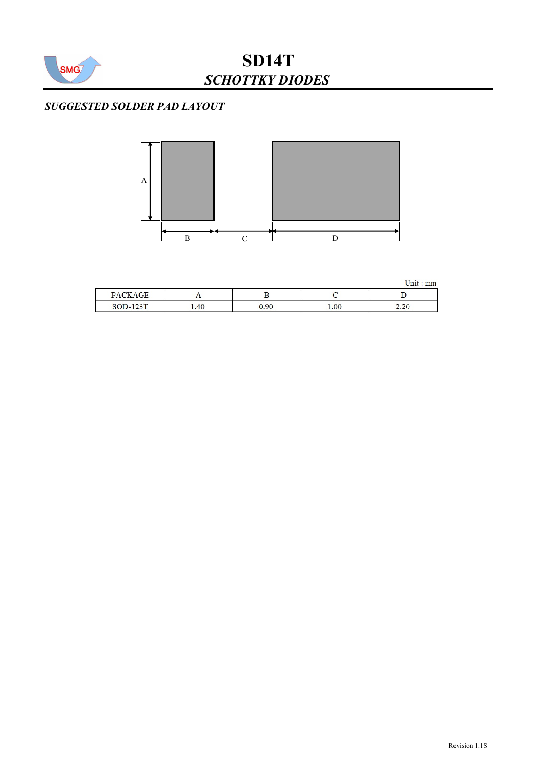# SD14T

## *SCHOTTKY DIODES*

### *SUGGESTED SOLDER PAD LAYOUT*

A

B C D

Unit : mm

| PACKAGE | A | B | C | D |
|---|---|---|---|---|
| SOD-123T | 1.40 | 0.90 | 1.00 | 2.20 |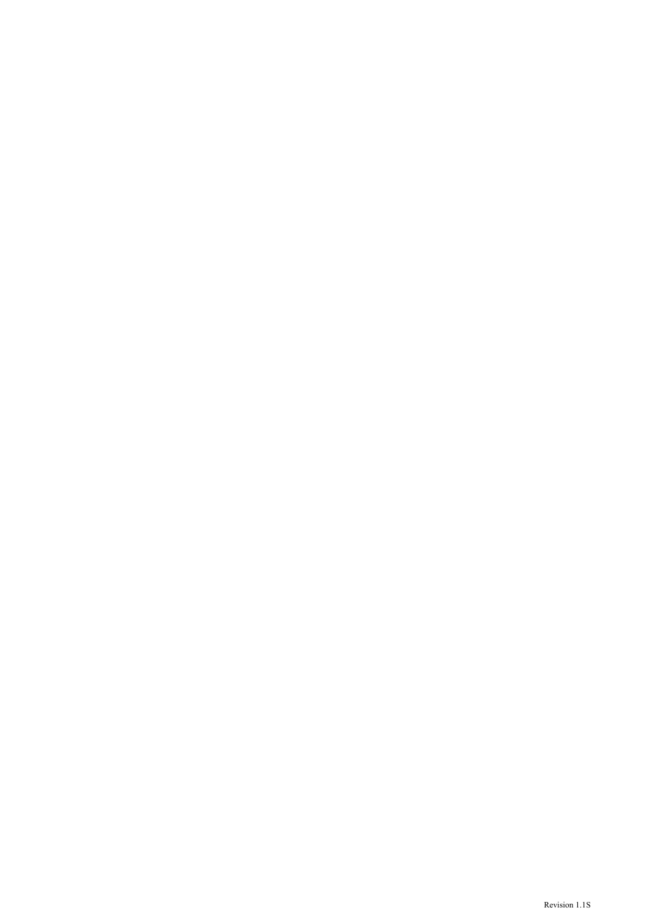Revision 1.1S